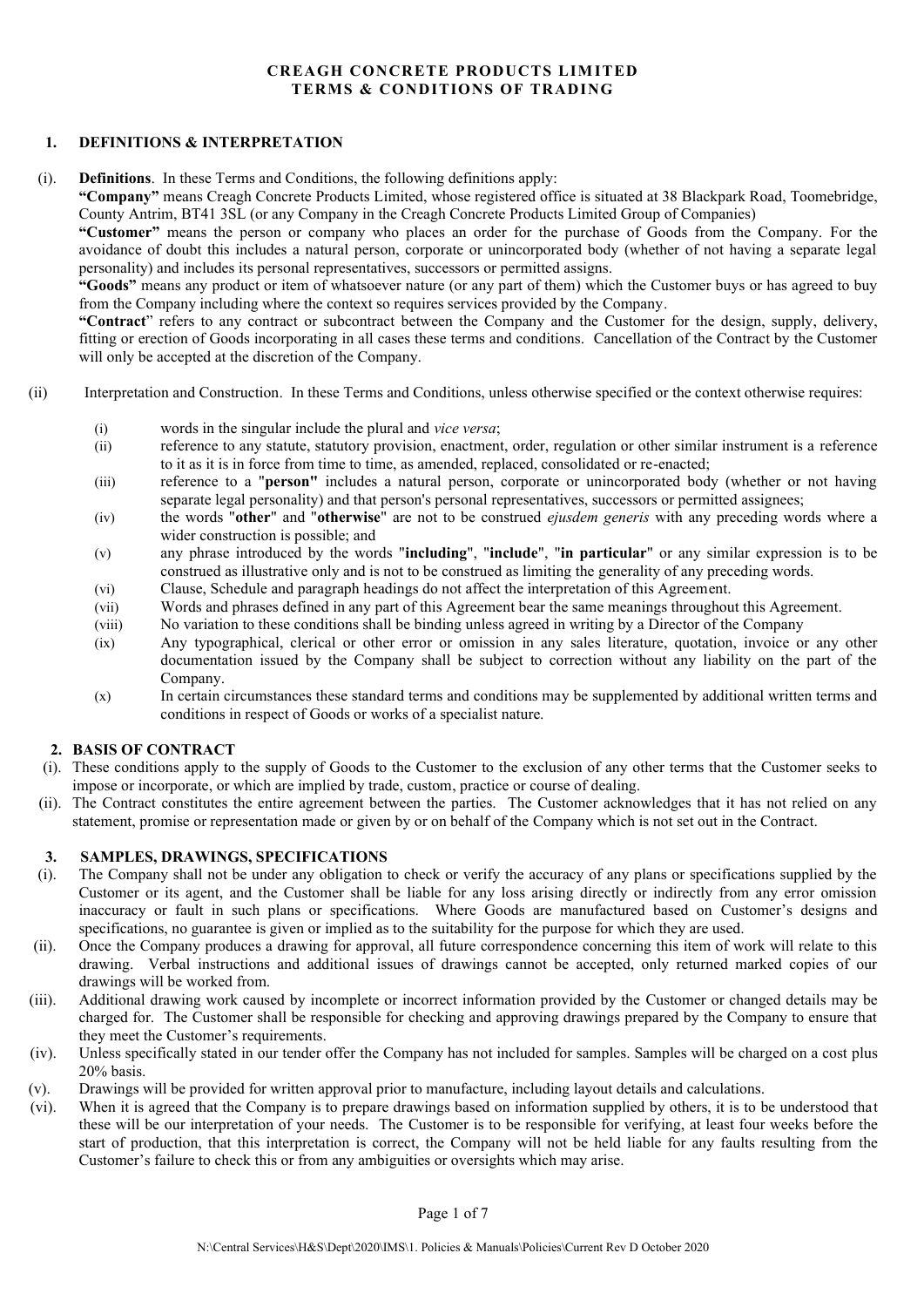# CREAGH CONCRETE PRODUCTS LIMITED
# TERMS & CONDITIONS OF TRADING

## 1. DEFINITIONS & INTERPRETATION

(i). **Definitions**. In these Terms and Conditions, the following definitions apply:

**"Company"** means Creagh Concrete Products Limited, whose registered office is situated at 38 Blackpark Road, Toomebridge, County Antrim, BT41 3SL (or any Company in the Creagh Concrete Products Limited Group of Companies)

**"Customer"** means the person or company who places an order for the purchase of Goods from the Company. For the avoidance of doubt this includes a natural person, corporate or unincorporated body (whether of not having a separate legal personality) and includes its personal representatives, successors or permitted assigns.

**"Goods"** means any product or item of whatsoever nature (or any part of them) which the Customer buys or has agreed to buy from the Company including where the context so requires services provided by the Company.

**"Contract"** refers to any contract or subcontract between the Company and the Customer for the design, supply, delivery, fitting or erection of Goods incorporating in all cases these terms and conditions. Cancellation of the Contract by the Customer will only be accepted at the discretion of the Company.

(ii) Interpretation and Construction. In these Terms and Conditions, unless otherwise specified or the context otherwise requires:

- (i) words in the singular include the plural and *vice versa*;
- (ii) reference to any statute, statutory provision, enactment, order, regulation or other similar instrument is a reference to it as it is in force from time to time, as amended, replaced, consolidated or re-enacted;
- (iii) reference to a "**person"** includes a natural person, corporate or unincorporated body (whether or not having separate legal personality) and that person's personal representatives, successors or permitted assignees;
- (iv) the words "**other**" and "**otherwise**" are not to be construed *ejusdem generis* with any preceding words where a wider construction is possible; and
- (v) any phrase introduced by the words "**including**", "**include**", "**in particular**" or any similar expression is to be construed as illustrative only and is not to be construed as limiting the generality of any preceding words.
- (vi) Clause, Schedule and paragraph headings do not affect the interpretation of this Agreement.
- (vii) Words and phrases defined in any part of this Agreement bear the same meanings throughout this Agreement.
- (viii) No variation to these conditions shall be binding unless agreed in writing by a Director of the Company
- (ix) Any typographical, clerical or other error or omission in any sales literature, quotation, invoice or any other documentation issued by the Company shall be subject to correction without any liability on the part of the Company.
- (x) In certain circumstances these standard terms and conditions may be supplemented by additional written terms and conditions in respect of Goods or works of a specialist nature.

## 2. BASIS OF CONTRACT

(i). These conditions apply to the supply of Goods to the Customer to the exclusion of any other terms that the Customer seeks to impose or incorporate, or which are implied by trade, custom, practice or course of dealing.

(ii). The Contract constitutes the entire agreement between the parties. The Customer acknowledges that it has not relied on any statement, promise or representation made or given by or on behalf of the Company which is not set out in the Contract.

## 3. SAMPLES, DRAWINGS, SPECIFICATIONS

(i). The Company shall not be under any obligation to check or verify the accuracy of any plans or specifications supplied by the Customer or its agent, and the Customer shall be liable for any loss arising directly or indirectly from any error omission inaccuracy or fault in such plans or specifications. Where Goods are manufactured based on Customer's designs and specifications, no guarantee is given or implied as to the suitability for the purpose for which they are used.

(ii). Once the Company produces a drawing for approval, all future correspondence concerning this item of work will relate to this drawing. Verbal instructions and additional issues of drawings cannot be accepted, only returned marked copies of our drawings will be worked from.

(iii). Additional drawing work caused by incomplete or incorrect information provided by the Customer or changed details may be charged for. The Customer shall be responsible for checking and approving drawings prepared by the Company to ensure that they meet the Customer's requirements.

(iv). Unless specifically stated in our tender offer the Company has not included for samples. Samples will be charged on a cost plus 20% basis.

(v). Drawings will be provided for written approval prior to manufacture, including layout details and calculations.

(vi). When it is agreed that the Company is to prepare drawings based on information supplied by others, it is to be understood that these will be our interpretation of your needs. The Customer is to be responsible for verifying, at least four weeks before the start of production, that this interpretation is correct, the Company will not be held liable for any faults resulting from the Customer's failure to check this or from any ambiguities or oversights which may arise.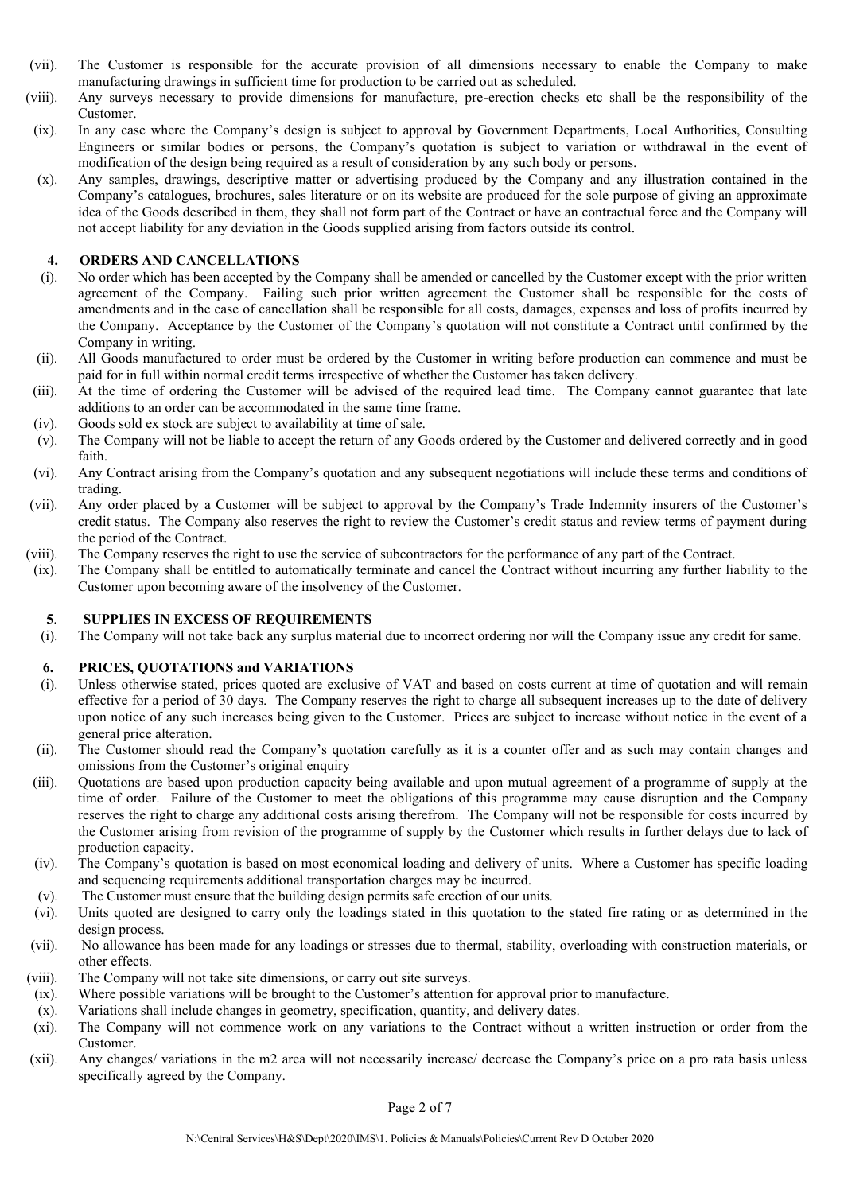(vii). The Customer is responsible for the accurate provision of all dimensions necessary to enable the Company to make manufacturing drawings in sufficient time for production to be carried out as scheduled.

(viii). Any surveys necessary to provide dimensions for manufacture, pre-erection checks etc shall be the responsibility of the Customer.

(ix). In any case where the Company's design is subject to approval by Government Departments, Local Authorities, Consulting Engineers or similar bodies or persons, the Company's quotation is subject to variation or withdrawal in the event of modification of the design being required as a result of consideration by any such body or persons.

(x). Any samples, drawings, descriptive matter or advertising produced by the Company and any illustration contained in the Company's catalogues, brochures, sales literature or on its website are produced for the sole purpose of giving an approximate idea of the Goods described in them, they shall not form part of the Contract or have an contractual force and the Company will not accept liability for any deviation in the Goods supplied arising from factors outside its control.

## 4. ORDERS AND CANCELLATIONS

(i). No order which has been accepted by the Company shall be amended or cancelled by the Customer except with the prior written agreement of the Company. Failing such prior written agreement the Customer shall be responsible for the costs of amendments and in the case of cancellation shall be responsible for all costs, damages, expenses and loss of profits incurred by the Company. Acceptance by the Customer of the Company's quotation will not constitute a Contract until confirmed by the Company in writing.

(ii). All Goods manufactured to order must be ordered by the Customer in writing before production can commence and must be paid for in full within normal credit terms irrespective of whether the Customer has taken delivery.

(iii). At the time of ordering the Customer will be advised of the required lead time. The Company cannot guarantee that late additions to an order can be accommodated in the same time frame.

(iv). Goods sold ex stock are subject to availability at time of sale.

(v). The Company will not be liable to accept the return of any Goods ordered by the Customer and delivered correctly and in good faith.

(vi). Any Contract arising from the Company's quotation and any subsequent negotiations will include these terms and conditions of trading.

(vii). Any order placed by a Customer will be subject to approval by the Company's Trade Indemnity insurers of the Customer's credit status. The Company also reserves the right to review the Customer's credit status and review terms of payment during the period of the Contract.

(viii). The Company reserves the right to use the service of subcontractors for the performance of any part of the Contract.

(ix). The Company shall be entitled to automatically terminate and cancel the Contract without incurring any further liability to the Customer upon becoming aware of the insolvency of the Customer.

## 5. SUPPLIES IN EXCESS OF REQUIREMENTS

(i). The Company will not take back any surplus material due to incorrect ordering nor will the Company issue any credit for same.

## 6. PRICES, QUOTATIONS and VARIATIONS

(i). Unless otherwise stated, prices quoted are exclusive of VAT and based on costs current at time of quotation and will remain effective for a period of 30 days. The Company reserves the right to charge all subsequent increases up to the date of delivery upon notice of any such increases being given to the Customer. Prices are subject to increase without notice in the event of a general price alteration.

(ii). The Customer should read the Company's quotation carefully as it is a counter offer and as such may contain changes and omissions from the Customer's original enquiry

(iii). Quotations are based upon production capacity being available and upon mutual agreement of a programme of supply at the time of order. Failure of the Customer to meet the obligations of this programme may cause disruption and the Company reserves the right to charge any additional costs arising therefrom. The Company will not be responsible for costs incurred by the Customer arising from revision of the programme of supply by the Customer which results in further delays due to lack of production capacity.

(iv). The Company's quotation is based on most economical loading and delivery of units. Where a Customer has specific loading and sequencing requirements additional transportation charges may be incurred.

(v). The Customer must ensure that the building design permits safe erection of our units.

(vi). Units quoted are designed to carry only the loadings stated in this quotation to the stated fire rating or as determined in the design process.

(vii). No allowance has been made for any loadings or stresses due to thermal, stability, overloading with construction materials, or other effects.

(viii). The Company will not take site dimensions, or carry out site surveys.

(ix). Where possible variations will be brought to the Customer's attention for approval prior to manufacture.

(x). Variations shall include changes in geometry, specification, quantity, and delivery dates.

(xi). The Company will not commence work on any variations to the Contract without a written instruction or order from the Customer.

(xii). Any changes/ variations in the m2 area will not necessarily increase/ decrease the Company's price on a pro rata basis unless specifically agreed by the Company.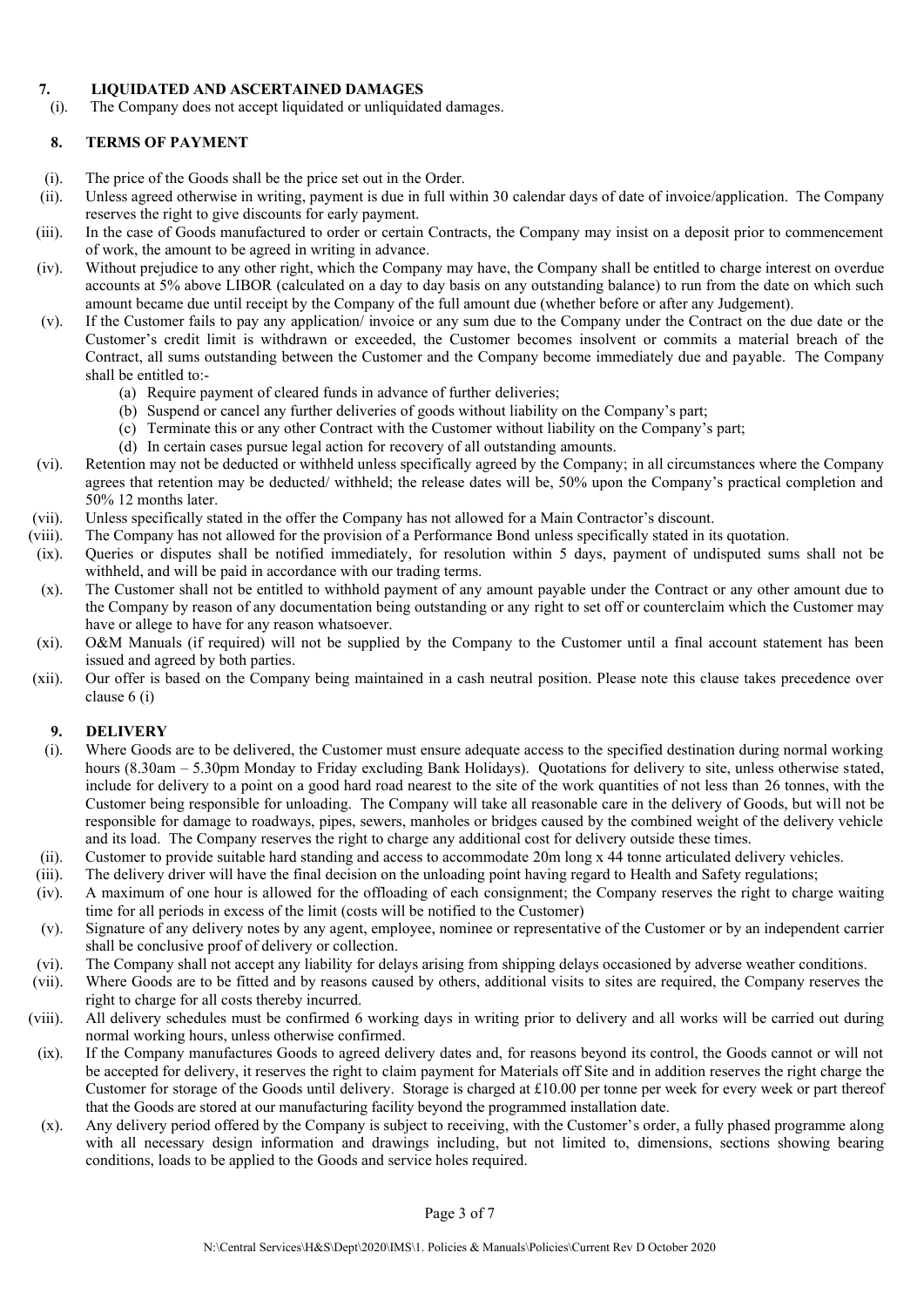## 7. LIQUIDATED AND ASCERTAINED DAMAGES

(i). The Company does not accept liquidated or unliquidated damages.

## 8. TERMS OF PAYMENT

(i). The price of the Goods shall be the price set out in the Order.

(ii). Unless agreed otherwise in writing, payment is due in full within 30 calendar days of date of invoice/application. The Company reserves the right to give discounts for early payment.

(iii). In the case of Goods manufactured to order or certain Contracts, the Company may insist on a deposit prior to commencement of work, the amount to be agreed in writing in advance.

(iv). Without prejudice to any other right, which the Company may have, the Company shall be entitled to charge interest on overdue accounts at 5% above LIBOR (calculated on a day to day basis on any outstanding balance) to run from the date on which such amount became due until receipt by the Company of the full amount due (whether before or after any Judgement).

(v). If the Customer fails to pay any application/ invoice or any sum due to the Company under the Contract on the due date or the Customer's credit limit is withdrawn or exceeded, the Customer becomes insolvent or commits a material breach of the Contract, all sums outstanding between the Customer and the Company become immediately due and payable. The Company shall be entitled to:-

- (a) Require payment of cleared funds in advance of further deliveries;
- (b) Suspend or cancel any further deliveries of goods without liability on the Company's part;
- (c) Terminate this or any other Contract with the Customer without liability on the Company's part;
- (d) In certain cases pursue legal action for recovery of all outstanding amounts.

(vi). Retention may not be deducted or withheld unless specifically agreed by the Company; in all circumstances where the Company agrees that retention may be deducted/ withheld; the release dates will be, 50% upon the Company's practical completion and 50% 12 months later.

(vii). Unless specifically stated in the offer the Company has not allowed for a Main Contractor's discount.

(viii). The Company has not allowed for the provision of a Performance Bond unless specifically stated in its quotation.

(ix). Queries or disputes shall be notified immediately, for resolution within 5 days, payment of undisputed sums shall not be withheld, and will be paid in accordance with our trading terms.

(x). The Customer shall not be entitled to withhold payment of any amount payable under the Contract or any other amount due to the Company by reason of any documentation being outstanding or any right to set off or counterclaim which the Customer may have or allege to have for any reason whatsoever.

(xi). O&M Manuals (if required) will not be supplied by the Company to the Customer until a final account statement has been issued and agreed by both parties.

(xii). Our offer is based on the Company being maintained in a cash neutral position. Please note this clause takes precedence over clause 6 (i)

## 9. DELIVERY

(i). Where Goods are to be delivered, the Customer must ensure adequate access to the specified destination during normal working hours (8.30am – 5.30pm Monday to Friday excluding Bank Holidays). Quotations for delivery to site, unless otherwise stated, include for delivery to a point on a good hard road nearest to the site of the work quantities of not less than 26 tonnes, with the Customer being responsible for unloading. The Company will take all reasonable care in the delivery of Goods, but will not be responsible for damage to roadways, pipes, sewers, manholes or bridges caused by the combined weight of the delivery vehicle and its load. The Company reserves the right to charge any additional cost for delivery outside these times.

(ii). Customer to provide suitable hard standing and access to accommodate 20m long x 44 tonne articulated delivery vehicles.

(iii). The delivery driver will have the final decision on the unloading point having regard to Health and Safety regulations;

(iv). A maximum of one hour is allowed for the offloading of each consignment; the Company reserves the right to charge waiting time for all periods in excess of the limit (costs will be notified to the Customer)

(v). Signature of any delivery notes by any agent, employee, nominee or representative of the Customer or by an independent carrier shall be conclusive proof of delivery or collection.

(vi). The Company shall not accept any liability for delays arising from shipping delays occasioned by adverse weather conditions.

(vii). Where Goods are to be fitted and by reasons caused by others, additional visits to sites are required, the Company reserves the right to charge for all costs thereby incurred.

(viii). All delivery schedules must be confirmed 6 working days in writing prior to delivery and all works will be carried out during normal working hours, unless otherwise confirmed.

(ix). If the Company manufactures Goods to agreed delivery dates and, for reasons beyond its control, the Goods cannot or will not be accepted for delivery, it reserves the right to claim payment for Materials off Site and in addition reserves the right charge the Customer for storage of the Goods until delivery. Storage is charged at £10.00 per tonne per week for every week or part thereof that the Goods are stored at our manufacturing facility beyond the programmed installation date.

(x). Any delivery period offered by the Company is subject to receiving, with the Customer's order, a fully phased programme along with all necessary design information and drawings including, but not limited to, dimensions, sections showing bearing conditions, loads to be applied to the Goods and service holes required.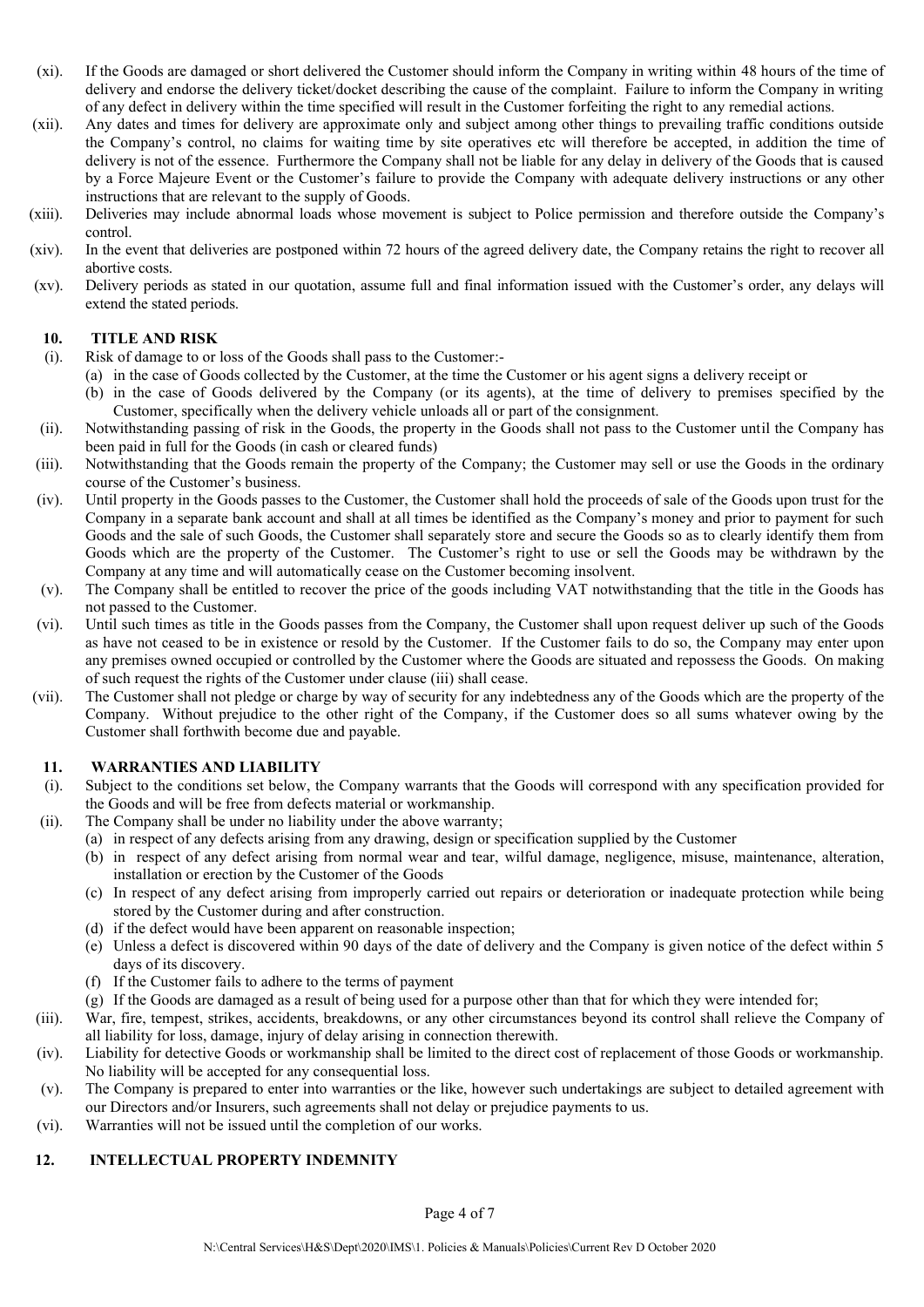(xi). If the Goods are damaged or short delivered the Customer should inform the Company in writing within 48 hours of the time of delivery and endorse the delivery ticket/docket describing the cause of the complaint. Failure to inform the Company in writing of any defect in delivery within the time specified will result in the Customer forfeiting the right to any remedial actions.

(xii). Any dates and times for delivery are approximate only and subject among other things to prevailing traffic conditions outside the Company's control, no claims for waiting time by site operatives etc will therefore be accepted, in addition the time of delivery is not of the essence. Furthermore the Company shall not be liable for any delay in delivery of the Goods that is caused by a Force Majeure Event or the Customer's failure to provide the Company with adequate delivery instructions or any other instructions that are relevant to the supply of Goods.

(xiii). Deliveries may include abnormal loads whose movement is subject to Police permission and therefore outside the Company's control.

(xiv). In the event that deliveries are postponed within 72 hours of the agreed delivery date, the Company retains the right to recover all abortive costs.

(xv). Delivery periods as stated in our quotation, assume full and final information issued with the Customer's order, any delays will extend the stated periods.

## 10. TITLE AND RISK

(i). Risk of damage to or loss of the Goods shall pass to the Customer:-

(a) in the case of Goods collected by the Customer, at the time the Customer or his agent signs a delivery receipt or

(b) in the case of Goods delivered by the Company (or its agents), at the time of delivery to premises specified by the Customer, specifically when the delivery vehicle unloads all or part of the consignment.

(ii). Notwithstanding passing of risk in the Goods, the property in the Goods shall not pass to the Customer until the Company has been paid in full for the Goods (in cash or cleared funds)

(iii). Notwithstanding that the Goods remain the property of the Company; the Customer may sell or use the Goods in the ordinary course of the Customer's business.

(iv). Until property in the Goods passes to the Customer, the Customer shall hold the proceeds of sale of the Goods upon trust for the Company in a separate bank account and shall at all times be identified as the Company's money and prior to payment for such Goods and the sale of such Goods, the Customer shall separately store and secure the Goods so as to clearly identify them from Goods which are the property of the Customer. The Customer's right to use or sell the Goods may be withdrawn by the Company at any time and will automatically cease on the Customer becoming insolvent.

(v). The Company shall be entitled to recover the price of the goods including VAT notwithstanding that the title in the Goods has not passed to the Customer.

(vi). Until such times as title in the Goods passes from the Company, the Customer shall upon request deliver up such of the Goods as have not ceased to be in existence or resold by the Customer. If the Customer fails to do so, the Company may enter upon any premises owned occupied or controlled by the Customer where the Goods are situated and repossess the Goods. On making of such request the rights of the Customer under clause (iii) shall cease.

(vii). The Customer shall not pledge or charge by way of security for any indebtedness any of the Goods which are the property of the Company. Without prejudice to the other right of the Company, if the Customer does so all sums whatever owing by the Customer shall forthwith become due and payable.

## 11. WARRANTIES AND LIABILITY

(i). Subject to the conditions set below, the Company warrants that the Goods will correspond with any specification provided for the Goods and will be free from defects material or workmanship.

(ii). The Company shall be under no liability under the above warranty;

(a) in respect of any defects arising from any drawing, design or specification supplied by the Customer

(b) in respect of any defect arising from normal wear and tear, wilful damage, negligence, misuse, maintenance, alteration, installation or erection by the Customer of the Goods

(c) In respect of any defect arising from improperly carried out repairs or deterioration or inadequate protection while being stored by the Customer during and after construction.

(d) if the defect would have been apparent on reasonable inspection;

(e) Unless a defect is discovered within 90 days of the date of delivery and the Company is given notice of the defect within 5 days of its discovery.

(f) If the Customer fails to adhere to the terms of payment

(g) If the Goods are damaged as a result of being used for a purpose other than that for which they were intended for;

(iii). War, fire, tempest, strikes, accidents, breakdowns, or any other circumstances beyond its control shall relieve the Company of all liability for loss, damage, injury of delay arising in connection therewith.

(iv). Liability for detective Goods or workmanship shall be limited to the direct cost of replacement of those Goods or workmanship. No liability will be accepted for any consequential loss.

(v). The Company is prepared to enter into warranties or the like, however such undertakings are subject to detailed agreement with our Directors and/or Insurers, such agreements shall not delay or prejudice payments to us.

(vi). Warranties will not be issued until the completion of our works.

## 12. INTELLECTUAL PROPERTY INDEMNITY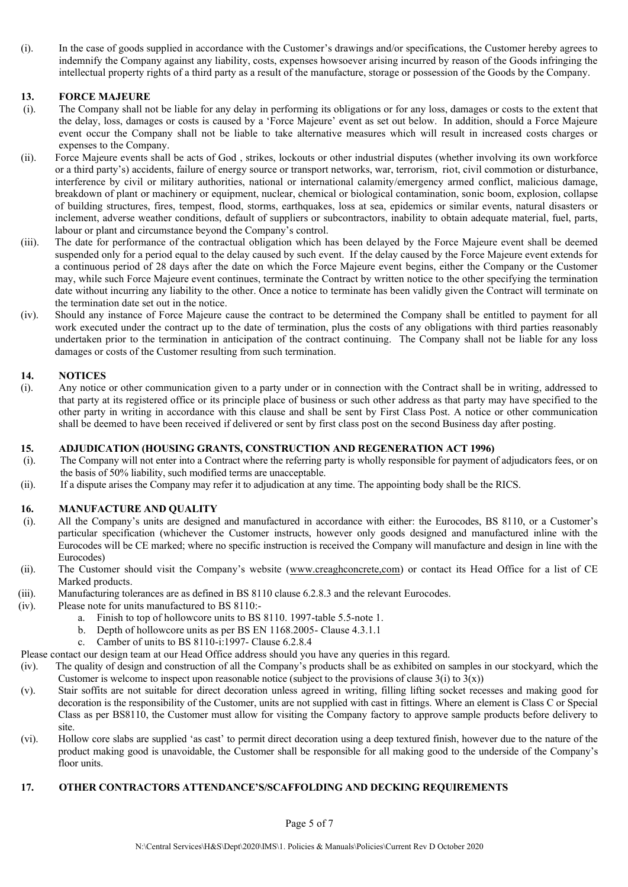(i). In the case of goods supplied in accordance with the Customer's drawings and/or specifications, the Customer hereby agrees to indemnify the Company against any liability, costs, expenses howsoever arising incurred by reason of the Goods infringing the intellectual property rights of a third party as a result of the manufacture, storage or possession of the Goods by the Company.

## 13. FORCE MAJEURE

(i). The Company shall not be liable for any delay in performing its obligations or for any loss, damages or costs to the extent that the delay, loss, damages or costs is caused by a 'Force Majeure' event as set out below. In addition, should a Force Majeure event occur the Company shall not be liable to take alternative measures which will result in increased costs charges or expenses to the Company.

(ii). Force Majeure events shall be acts of God , strikes, lockouts or other industrial disputes (whether involving its own workforce or a third party's) accidents, failure of energy source or transport networks, war, terrorism, riot, civil commotion or disturbance, interference by civil or military authorities, national or international calamity/emergency armed conflict, malicious damage, breakdown of plant or machinery or equipment, nuclear, chemical or biological contamination, sonic boom, explosion, collapse of building structures, fires, tempest, flood, storms, earthquakes, loss at sea, epidemics or similar events, natural disasters or inclement, adverse weather conditions, default of suppliers or subcontractors, inability to obtain adequate material, fuel, parts, labour or plant and circumstance beyond the Company's control.

(iii). The date for performance of the contractual obligation which has been delayed by the Force Majeure event shall be deemed suspended only for a period equal to the delay caused by such event. If the delay caused by the Force Majeure event extends for a continuous period of 28 days after the date on which the Force Majeure event begins, either the Company or the Customer may, while such Force Majeure event continues, terminate the Contract by written notice to the other specifying the termination date without incurring any liability to the other. Once a notice to terminate has been validly given the Contract will terminate on the termination date set out in the notice.

(iv). Should any instance of Force Majeure cause the contract to be determined the Company shall be entitled to payment for all work executed under the contract up to the date of termination, plus the costs of any obligations with third parties reasonably undertaken prior to the termination in anticipation of the contract continuing. The Company shall not be liable for any loss damages or costs of the Customer resulting from such termination.

## 14. NOTICES

(i). Any notice or other communication given to a party under or in connection with the Contract shall be in writing, addressed to that party at its registered office or its principle place of business or such other address as that party may have specified to the other party in writing in accordance with this clause and shall be sent by First Class Post. A notice or other communication shall be deemed to have been received if delivered or sent by first class post on the second Business day after posting.

## 15. ADJUDICATION (HOUSING GRANTS, CONSTRUCTION AND REGENERATION ACT 1996)

(i). The Company will not enter into a Contract where the referring party is wholly responsible for payment of adjudicators fees, or on the basis of 50% liability, such modified terms are unacceptable.

(ii). If a dispute arises the Company may refer it to adjudication at any time. The appointing body shall be the RICS.

## 16. MANUFACTURE AND QUALITY

(i). All the Company's units are designed and manufactured in accordance with either: the Eurocodes, BS 8110, or a Customer's particular specification (whichever the Customer instructs, however only goods designed and manufactured inline with the Eurocodes will be CE marked; where no specific instruction is received the Company will manufacture and design in line with the Eurocodes)

(ii). The Customer should visit the Company's website (www.creaghconcrete,com) or contact its Head Office for a list of CE Marked products.

(iii). Manufacturing tolerances are as defined in BS 8110 clause 6.2.8.3 and the relevant Eurocodes.

(iv). Please note for units manufactured to BS 8110:-

a. Finish to top of hollowcore units to BS 8110. 1997-table 5.5-note 1.
b. Depth of hollowcore units as per BS EN 1168.2005- Clause 4.3.1.1
c. Camber of units to BS 8110-i:1997- Clause 6.2.8.4

Please contact our design team at our Head Office address should you have any queries in this regard.

(iv). The quality of design and construction of all the Company's products shall be as exhibited on samples in our stockyard, which the Customer is welcome to inspect upon reasonable notice (subject to the provisions of clause 3(i) to 3(x))

(v). Stair soffits are not suitable for direct decoration unless agreed in writing, filling lifting socket recesses and making good for decoration is the responsibility of the Customer, units are not supplied with cast in fittings. Where an element is Class C or Special Class as per BS8110, the Customer must allow for visiting the Company factory to approve sample products before delivery to site.

(vi). Hollow core slabs are supplied 'as cast' to permit direct decoration using a deep textured finish, however due to the nature of the product making good is unavoidable, the Customer shall be responsible for all making good to the underside of the Company's floor units.

## 17. OTHER CONTRACTORS ATTENDANCE'S/SCAFFOLDING AND DECKING REQUIREMENTS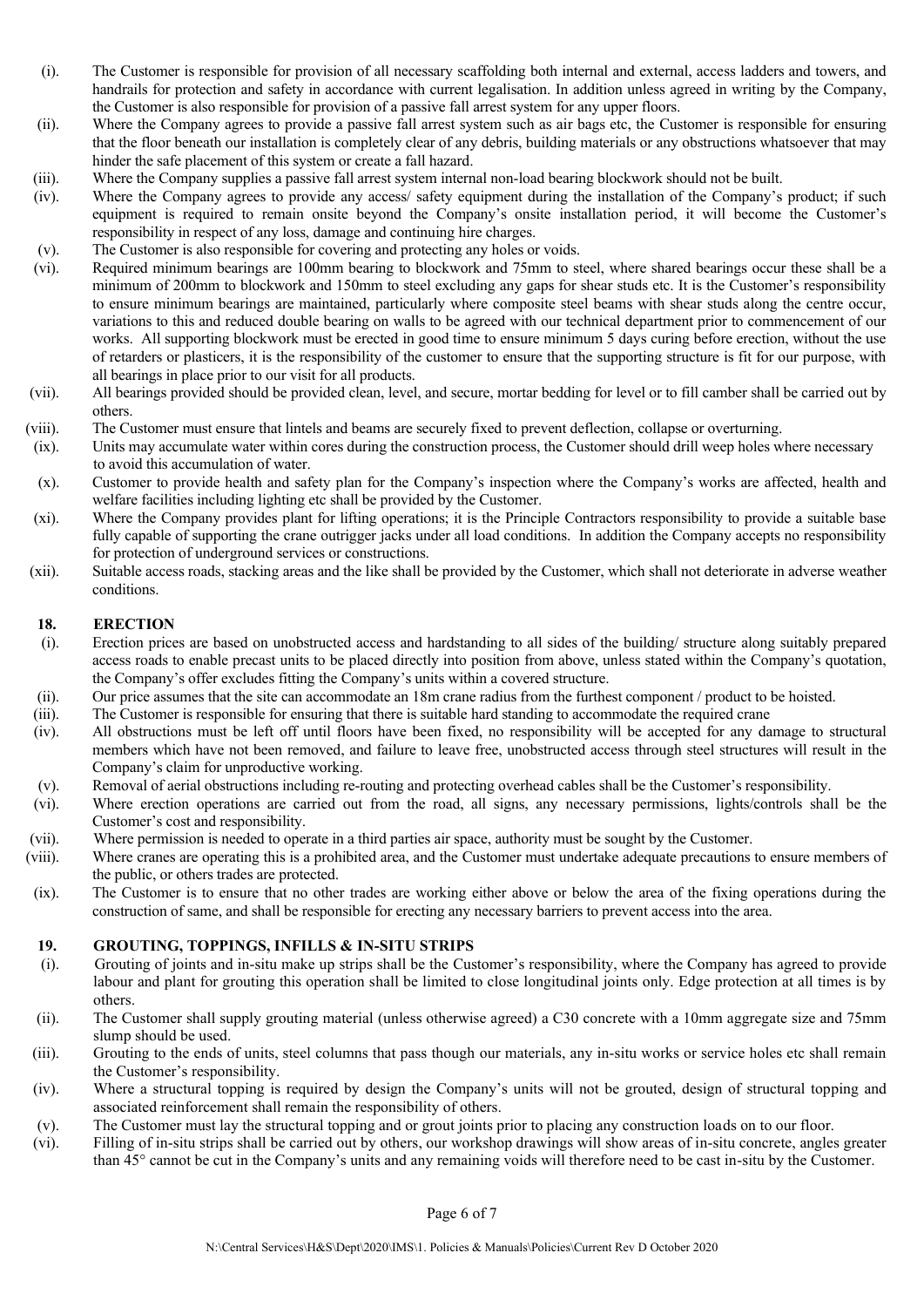(i). The Customer is responsible for provision of all necessary scaffolding both internal and external, access ladders and towers, and handrails for protection and safety in accordance with current legalisation. In addition unless agreed in writing by the Company, the Customer is also responsible for provision of a passive fall arrest system for any upper floors.

(ii). Where the Company agrees to provide a passive fall arrest system such as air bags etc, the Customer is responsible for ensuring that the floor beneath our installation is completely clear of any debris, building materials or any obstructions whatsoever that may hinder the safe placement of this system or create a fall hazard.

(iii). Where the Company supplies a passive fall arrest system internal non-load bearing blockwork should not be built.

(iv). Where the Company agrees to provide any access/ safety equipment during the installation of the Company's product; if such equipment is required to remain onsite beyond the Company's onsite installation period, it will become the Customer's responsibility in respect of any loss, damage and continuing hire charges.

(v). The Customer is also responsible for covering and protecting any holes or voids.

(vi). Required minimum bearings are 100mm bearing to blockwork and 75mm to steel, where shared bearings occur these shall be a minimum of 200mm to blockwork and 150mm to steel excluding any gaps for shear studs etc. It is the Customer's responsibility to ensure minimum bearings are maintained, particularly where composite steel beams with shear studs along the centre occur, variations to this and reduced double bearing on walls to be agreed with our technical department prior to commencement of our works. All supporting blockwork must be erected in good time to ensure minimum 5 days curing before erection, without the use of retarders or plasticers, it is the responsibility of the customer to ensure that the supporting structure is fit for our purpose, with all bearings in place prior to our visit for all products.

(vii). All bearings provided should be provided clean, level, and secure, mortar bedding for level or to fill camber shall be carried out by others.

(viii). The Customer must ensure that lintels and beams are securely fixed to prevent deflection, collapse or overturning.

(ix). Units may accumulate water within cores during the construction process, the Customer should drill weep holes where necessary to avoid this accumulation of water.

(x). Customer to provide health and safety plan for the Company's inspection where the Company's works are affected, health and welfare facilities including lighting etc shall be provided by the Customer.

(xi). Where the Company provides plant for lifting operations; it is the Principle Contractors responsibility to provide a suitable base fully capable of supporting the crane outrigger jacks under all load conditions. In addition the Company accepts no responsibility for protection of underground services or constructions.

(xii). Suitable access roads, stacking areas and the like shall be provided by the Customer, which shall not deteriorate in adverse weather conditions.

## 18. ERECTION

(i). Erection prices are based on unobstructed access and hardstanding to all sides of the building/ structure along suitably prepared access roads to enable precast units to be placed directly into position from above, unless stated within the Company's quotation, the Company's offer excludes fitting the Company's units within a covered structure.

(ii). Our price assumes that the site can accommodate an 18m crane radius from the furthest component / product to be hoisted.

(iii). The Customer is responsible for ensuring that there is suitable hard standing to accommodate the required crane

(iv). All obstructions must be left off until floors have been fixed, no responsibility will be accepted for any damage to structural members which have not been removed, and failure to leave free, unobstructed access through steel structures will result in the Company's claim for unproductive working.

(v). Removal of aerial obstructions including re-routing and protecting overhead cables shall be the Customer's responsibility.

(vi). Where erection operations are carried out from the road, all signs, any necessary permissions, lights/controls shall be the Customer's cost and responsibility.

(vii). Where permission is needed to operate in a third parties air space, authority must be sought by the Customer.

(viii). Where cranes are operating this is a prohibited area, and the Customer must undertake adequate precautions to ensure members of the public, or others trades are protected.

(ix). The Customer is to ensure that no other trades are working either above or below the area of the fixing operations during the construction of same, and shall be responsible for erecting any necessary barriers to prevent access into the area.

## 19. GROUTING, TOPPINGS, INFILLS & IN-SITU STRIPS

(i). Grouting of joints and in-situ make up strips shall be the Customer's responsibility, where the Company has agreed to provide labour and plant for grouting this operation shall be limited to close longitudinal joints only. Edge protection at all times is by others.

(ii). The Customer shall supply grouting material (unless otherwise agreed) a C30 concrete with a 10mm aggregate size and 75mm slump should be used.

(iii). Grouting to the ends of units, steel columns that pass though our materials, any in-situ works or service holes etc shall remain the Customer's responsibility.

(iv). Where a structural topping is required by design the Company's units will not be grouted, design of structural topping and associated reinforcement shall remain the responsibility of others.

(v). The Customer must lay the structural topping and or grout joints prior to placing any construction loads on to our floor.

(vi). Filling of in-situ strips shall be carried out by others, our workshop drawings will show areas of in-situ concrete, angles greater than 45° cannot be cut in the Company's units and any remaining voids will therefore need to be cast in-situ by the Customer.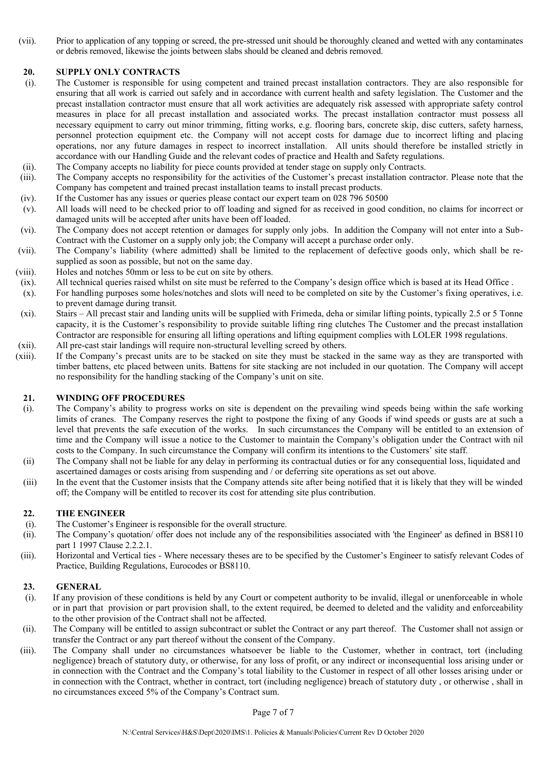(vii). Prior to application of any topping or screed, the pre-stressed unit should be thoroughly cleaned and wetted with any contaminates or debris removed, likewise the joints between slabs should be cleaned and debris removed.

## 20. SUPPLY ONLY CONTRACTS

(i). The Customer is responsible for using competent and trained precast installation contractors. They are also responsible for ensuring that all work is carried out safely and in accordance with current health and safety legislation. The Customer and the precast installation contractor must ensure that all work activities are adequately risk assessed with appropriate safety control measures in place for all precast installation and associated works. The precast installation contractor must possess all necessary equipment to carry out minor trimming, fitting works, e.g. flooring bars, concrete skip, disc cutters, safety harness, personnel protection equipment etc. the Company will not accept costs for damage due to incorrect lifting and placing operations, nor any future damages in respect to incorrect installation. All units should therefore be installed strictly in accordance with our Handling Guide and the relevant codes of practice and Health and Safety regulations.

(ii). The Company accepts no liability for piece counts provided at tender stage on supply only Contracts.

(iii). The Company accepts no responsibility for the activities of the Customer's precast installation contractor. Please note that the Company has competent and trained precast installation teams to install precast products.

(iv). If the Customer has any issues or queries please contact our expert team on 028 796 50500

(v). All loads will need to be checked prior to off loading and signed for as received in good condition, no claims for incorrect or damaged units will be accepted after units have been off loaded.

(vi). The Company does not accept retention or damages for supply only jobs. In addition the Company will not enter into a Sub-Contract with the Customer on a supply only job; the Company will accept a purchase order only.

(vii). The Company's liability (where admitted) shall be limited to the replacement of defective goods only, which shall be re-supplied as soon as possible, but not on the same day.

(viii). Holes and notches 50mm or less to be cut on site by others.

(ix). All technical queries raised whilst on site must be referred to the Company's design office which is based at its Head Office .

(x). For handling purposes some holes/notches and slots will need to be completed on site by the Customer's fixing operatives, i.e. to prevent damage during transit.

(xi). Stairs – All precast stair and landing units will be supplied with Frimeda, deha or similar lifting points, typically 2.5 or 5 Tonne capacity, it is the Customer's responsibility to provide suitable lifting ring clutches The Customer and the precast installation Contractor are responsible for ensuring all lifting operations and lifting equipment complies with LOLER 1998 regulations.

(xii). All pre-cast stair landings will require non-structural levelling screed by others.

(xiii). If the Company's precast units are to be stacked on site they must be stacked in the same way as they are transported with timber battens, etc placed between units. Battens for site stacking are not included in our quotation. The Company will accept no responsibility for the handling stacking of the Company's unit on site.

## 21. WINDING OFF PROCEDURES

(i). The Company's ability to progress works on site is dependent on the prevailing wind speeds being within the safe working limits of cranes. The Company reserves the right to postpone the fixing of any Goods if wind speeds or gusts are at such a level that prevents the safe execution of the works. In such circumstances the Company will be entitled to an extension of time and the Company will issue a notice to the Customer to maintain the Company's obligation under the Contract with nil costs to the Company. In such circumstance the Company will confirm its intentions to the Customers' site staff.

(ii) The Company shall not be liable for any delay in performing its contractual duties or for any consequential loss, liquidated and ascertained damages or costs arising from suspending and / or deferring site operations as set out above.

(iii) In the event that the Customer insists that the Company attends site after being notified that it is likely that they will be winded off; the Company will be entitled to recover its cost for attending site plus contribution.

## 22. THE ENGINEER

(i). The Customer's Engineer is responsible for the overall structure.

(ii). The Company's quotation/ offer does not include any of the responsibilities associated with 'the Engineer' as defined in BS8110 part 1 1997 Clause 2.2.2.1.

(iii). Horizontal and Vertical ties - Where necessary theses are to be specified by the Customer's Engineer to satisfy relevant Codes of Practice, Building Regulations, Eurocodes or BS8110.

## 23. GENERAL

(i). If any provision of these conditions is held by any Court or competent authority to be invalid, illegal or unenforceable in whole or in part that provision or part provision shall, to the extent required, be deemed to deleted and the validity and enforceability to the other provision of the Contract shall not be affected.

(ii). The Company will be entitled to assign subcontract or sublet the Contract or any part thereof. The Customer shall not assign or transfer the Contract or any part thereof without the consent of the Company.

(iii). The Company shall under no circumstances whatsoever be liable to the Customer, whether in contract, tort (including negligence) breach of statutory duty, or otherwise, for any loss of profit, or any indirect or inconsequential loss arising under or in connection with the Contract and the Company's total liability to the Customer in respect of all other losses arising under or in connection with the Contract, whether in contract, tort (including negligence) breach of statutory duty , or otherwise , shall in no circumstances exceed 5% of the Company's Contract sum.

N:\Central Services\H&S\Dept\2020\IMS\1. Policies & Manuals\Policies\Current Rev D October 2020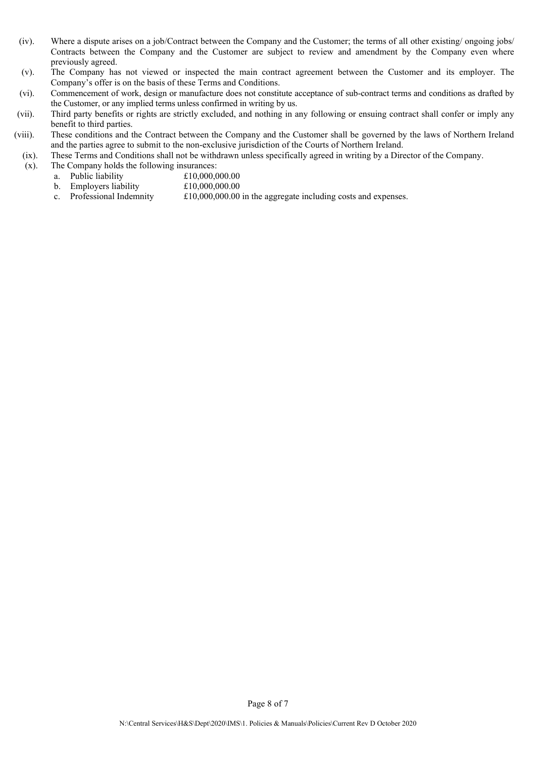(iv). Where a dispute arises on a job/Contract between the Company and the Customer; the terms of all other existing/ ongoing jobs/ Contracts between the Company and the Customer are subject to review and amendment by the Company even where previously agreed.

(v). The Company has not viewed or inspected the main contract agreement between the Customer and its employer. The Company's offer is on the basis of these Terms and Conditions.

(vi). Commencement of work, design or manufacture does not constitute acceptance of sub-contract terms and conditions as drafted by the Customer, or any implied terms unless confirmed in writing by us.

(vii). Third party benefits or rights are strictly excluded, and nothing in any following or ensuing contract shall confer or imply any benefit to third parties.

(viii). These conditions and the Contract between the Company and the Customer shall be governed by the laws of Northern Ireland and the parties agree to submit to the non-exclusive jurisdiction of the Courts of Northern Ireland.

(ix). These Terms and Conditions shall not be withdrawn unless specifically agreed in writing by a Director of the Company.

(x). The Company holds the following insurances:

a. Public liability £10,000,000.00
b. Employers liability £10,000,000.00
c. Professional Indemnity £10,000,000.00 in the aggregate including costs and expenses.

N:\Central Services\H&S\Dept\2020\IMS\1. Policies & Manuals\Policies\Current Rev D October 2020